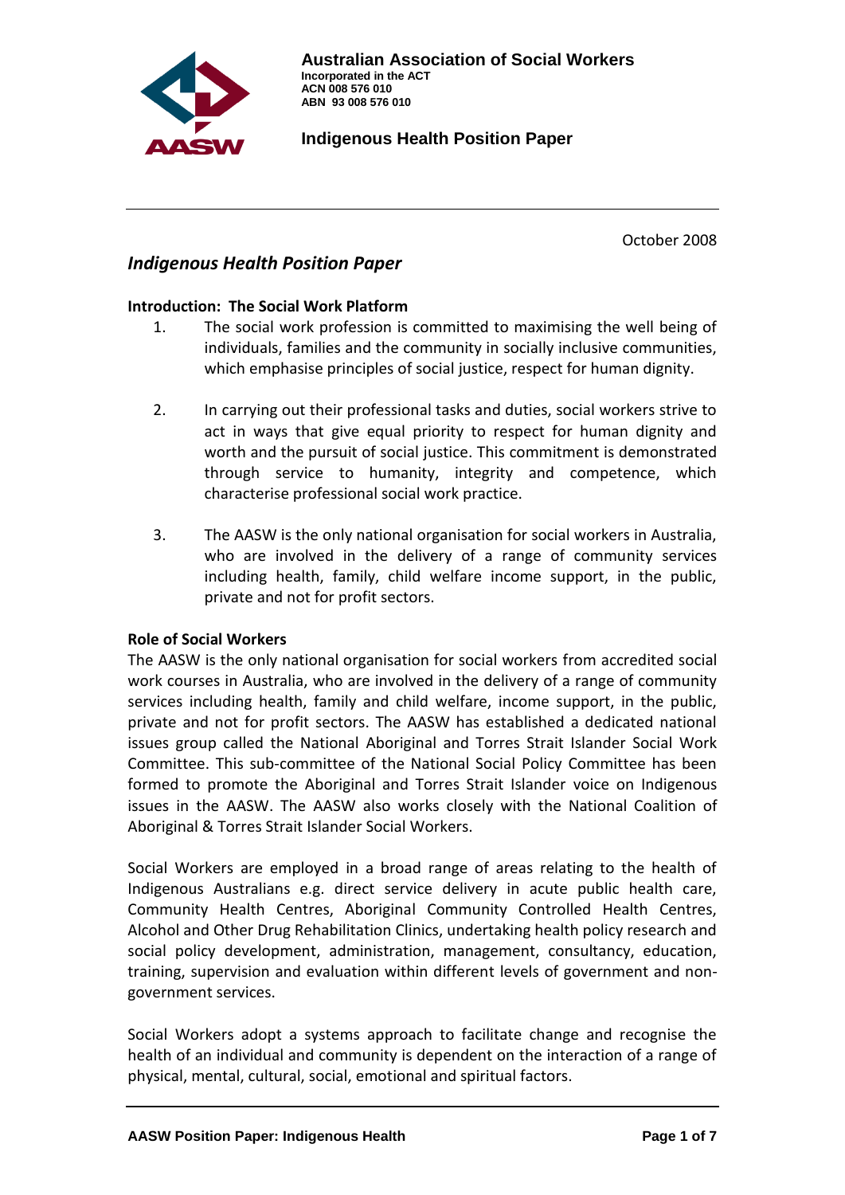**Australian Association of Social Workers**
**Incorporated in the ACT**
**ACN 008 576 010**
**ABN 93 008 576 010**

**Indigenous Health Position Paper**

October 2008

# *Indigenous Health Position Paper*

## Introduction: The Social Work Platform

1. The social work profession is committed to maximising the well being of individuals, families and the community in socially inclusive communities, which emphasise principles of social justice, respect for human dignity.

2. In carrying out their professional tasks and duties, social workers strive to act in ways that give equal priority to respect for human dignity and worth and the pursuit of social justice. This commitment is demonstrated through service to humanity, integrity and competence, which characterise professional social work practice.

3. The AASW is the only national organisation for social workers in Australia, who are involved in the delivery of a range of community services including health, family, child welfare income support, in the public, private and not for profit sectors.

## Role of Social Workers

The AASW is the only national organisation for social workers from accredited social work courses in Australia, who are involved in the delivery of a range of community services including health, family and child welfare, income support, in the public, private and not for profit sectors. The AASW has established a dedicated national issues group called the National Aboriginal and Torres Strait Islander Social Work Committee. This sub-committee of the National Social Policy Committee has been formed to promote the Aboriginal and Torres Strait Islander voice on Indigenous issues in the AASW. The AASW also works closely with the National Coalition of Aboriginal & Torres Strait Islander Social Workers.

Social Workers are employed in a broad range of areas relating to the health of Indigenous Australians e.g. direct service delivery in acute public health care, Community Health Centres, Aboriginal Community Controlled Health Centres, Alcohol and Other Drug Rehabilitation Clinics, undertaking health policy research and social policy development, administration, management, consultancy, education, training, supervision and evaluation within different levels of government and non-government services.

Social Workers adopt a systems approach to facilitate change and recognise the health of an individual and community is dependent on the interaction of a range of physical, mental, cultural, social, emotional and spiritual factors.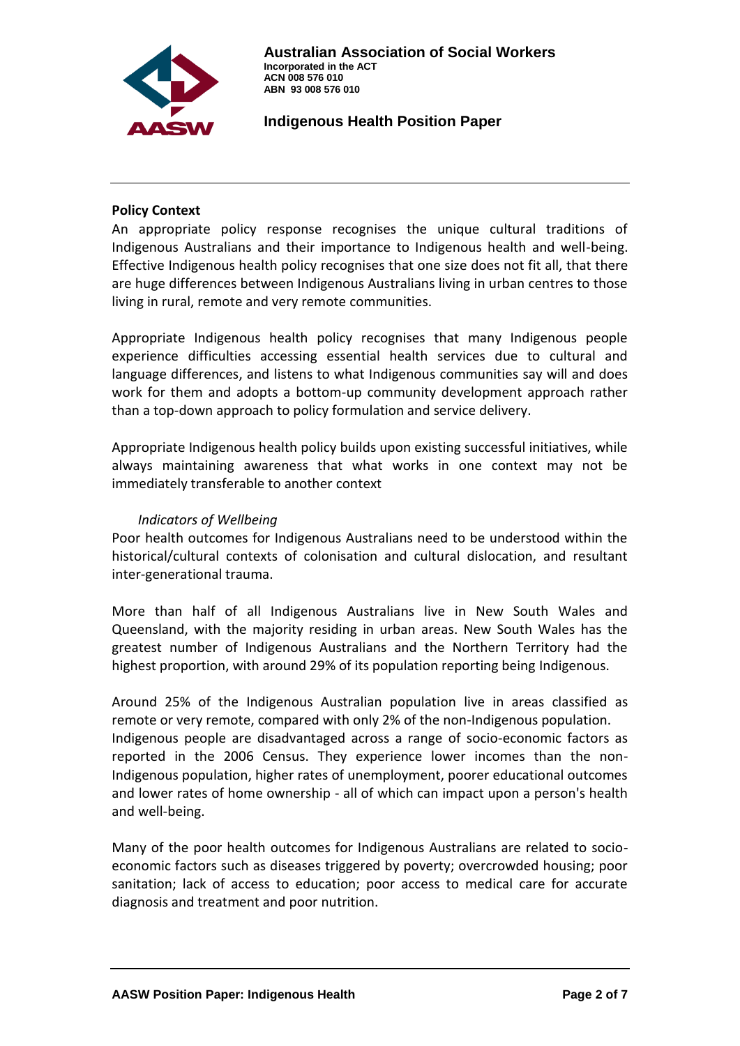## Policy Context

An appropriate policy response recognises the unique cultural traditions of Indigenous Australians and their importance to Indigenous health and well-being. Effective Indigenous health policy recognises that one size does not fit all, that there are huge differences between Indigenous Australians living in urban centres to those living in rural, remote and very remote communities.

Appropriate Indigenous health policy recognises that many Indigenous people experience difficulties accessing essential health services due to cultural and language differences, and listens to what Indigenous communities say will and does work for them and adopts a bottom-up community development approach rather than a top-down approach to policy formulation and service delivery.

Appropriate Indigenous health policy builds upon existing successful initiatives, while always maintaining awareness that what works in one context may not be immediately transferable to another context

### *Indicators of Wellbeing*

Poor health outcomes for Indigenous Australians need to be understood within the historical/cultural contexts of colonisation and cultural dislocation, and resultant inter-generational trauma.

More than half of all Indigenous Australians live in New South Wales and Queensland, with the majority residing in urban areas. New South Wales has the greatest number of Indigenous Australians and the Northern Territory had the highest proportion, with around 29% of its population reporting being Indigenous.

Around 25% of the Indigenous Australian population live in areas classified as remote or very remote, compared with only 2% of the non-Indigenous population. Indigenous people are disadvantaged across a range of socio-economic factors as reported in the 2006 Census. They experience lower incomes than the non-Indigenous population, higher rates of unemployment, poorer educational outcomes and lower rates of home ownership - all of which can impact upon a person's health and well-being.

Many of the poor health outcomes for Indigenous Australians are related to socio-economic factors such as diseases triggered by poverty; overcrowded housing; poor sanitation; lack of access to education; poor access to medical care for accurate diagnosis and treatment and poor nutrition.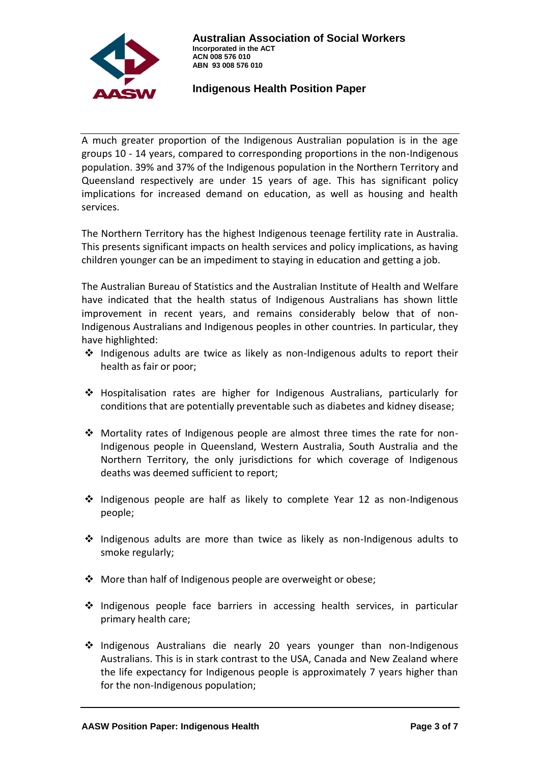A much greater proportion of the Indigenous Australian population is in the age groups 10 - 14 years, compared to corresponding proportions in the non-Indigenous population. 39% and 37% of the Indigenous population in the Northern Territory and Queensland respectively are under 15 years of age. This has significant policy implications for increased demand on education, as well as housing and health services.

The Northern Territory has the highest Indigenous teenage fertility rate in Australia. This presents significant impacts on health services and policy implications, as having children younger can be an impediment to staying in education and getting a job.

The Australian Bureau of Statistics and the Australian Institute of Health and Welfare have indicated that the health status of Indigenous Australians has shown little improvement in recent years, and remains considerably below that of non-Indigenous Australians and Indigenous peoples in other countries. In particular, they have highlighted:

- Indigenous adults are twice as likely as non-Indigenous adults to report their health as fair or poor;
- Hospitalisation rates are higher for Indigenous Australians, particularly for conditions that are potentially preventable such as diabetes and kidney disease;
- Mortality rates of Indigenous people are almost three times the rate for non-Indigenous people in Queensland, Western Australia, South Australia and the Northern Territory, the only jurisdictions for which coverage of Indigenous deaths was deemed sufficient to report;
- Indigenous people are half as likely to complete Year 12 as non-Indigenous people;
- Indigenous adults are more than twice as likely as non-Indigenous adults to smoke regularly;
- More than half of Indigenous people are overweight or obese;
- Indigenous people face barriers in accessing health services, in particular primary health care;
- Indigenous Australians die nearly 20 years younger than non-Indigenous Australians. This is in stark contrast to the USA, Canada and New Zealand where the life expectancy for Indigenous people is approximately 7 years higher than for the non-Indigenous population;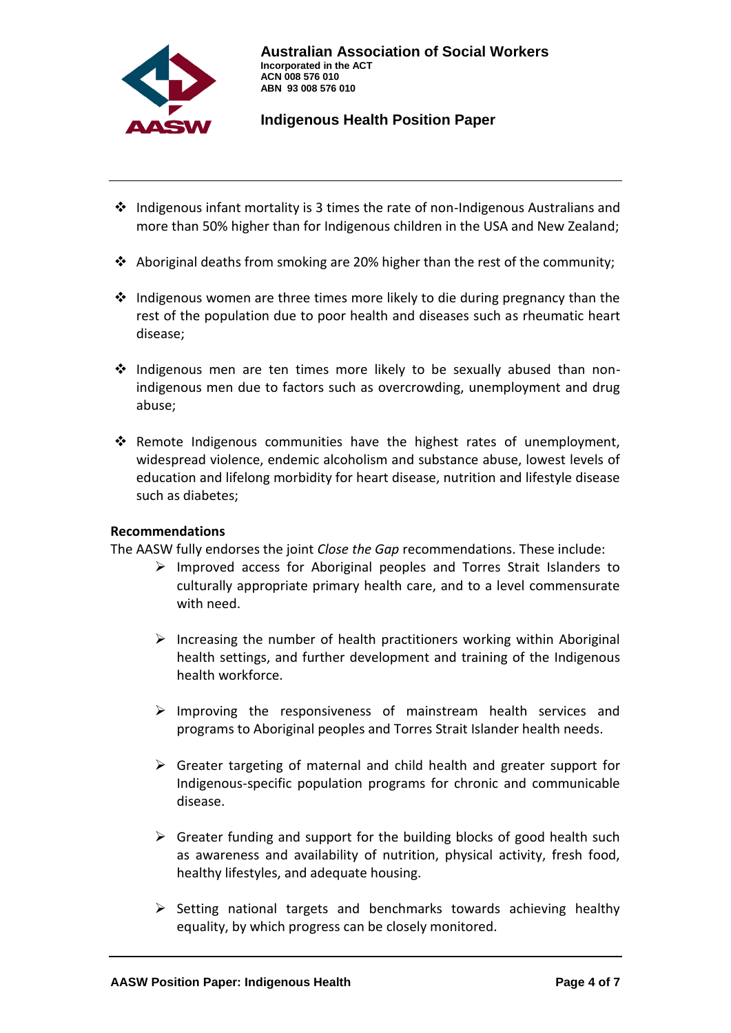- Indigenous infant mortality is 3 times the rate of non-Indigenous Australians and more than 50% higher than for Indigenous children in the USA and New Zealand;

- Aboriginal deaths from smoking are 20% higher than the rest of the community;

- Indigenous women are three times more likely to die during pregnancy than the rest of the population due to poor health and diseases such as rheumatic heart disease;

- Indigenous men are ten times more likely to be sexually abused than non-indigenous men due to factors such as overcrowding, unemployment and drug abuse;

- Remote Indigenous communities have the highest rates of unemployment, widespread violence, endemic alcoholism and substance abuse, lowest levels of education and lifelong morbidity for heart disease, nutrition and lifestyle disease such as diabetes;

**Recommendations**

The AASW fully endorses the joint *Close the Gap* recommendations. These include:

- Improved access for Aboriginal peoples and Torres Strait Islanders to culturally appropriate primary health care, and to a level commensurate with need.

- Increasing the number of health practitioners working within Aboriginal health settings, and further development and training of the Indigenous health workforce.

- Improving the responsiveness of mainstream health services and programs to Aboriginal peoples and Torres Strait Islander health needs.

- Greater targeting of maternal and child health and greater support for Indigenous-specific population programs for chronic and communicable disease.

- Greater funding and support for the building blocks of good health such as awareness and availability of nutrition, physical activity, fresh food, healthy lifestyles, and adequate housing.

- Setting national targets and benchmarks towards achieving healthy equality, by which progress can be closely monitored.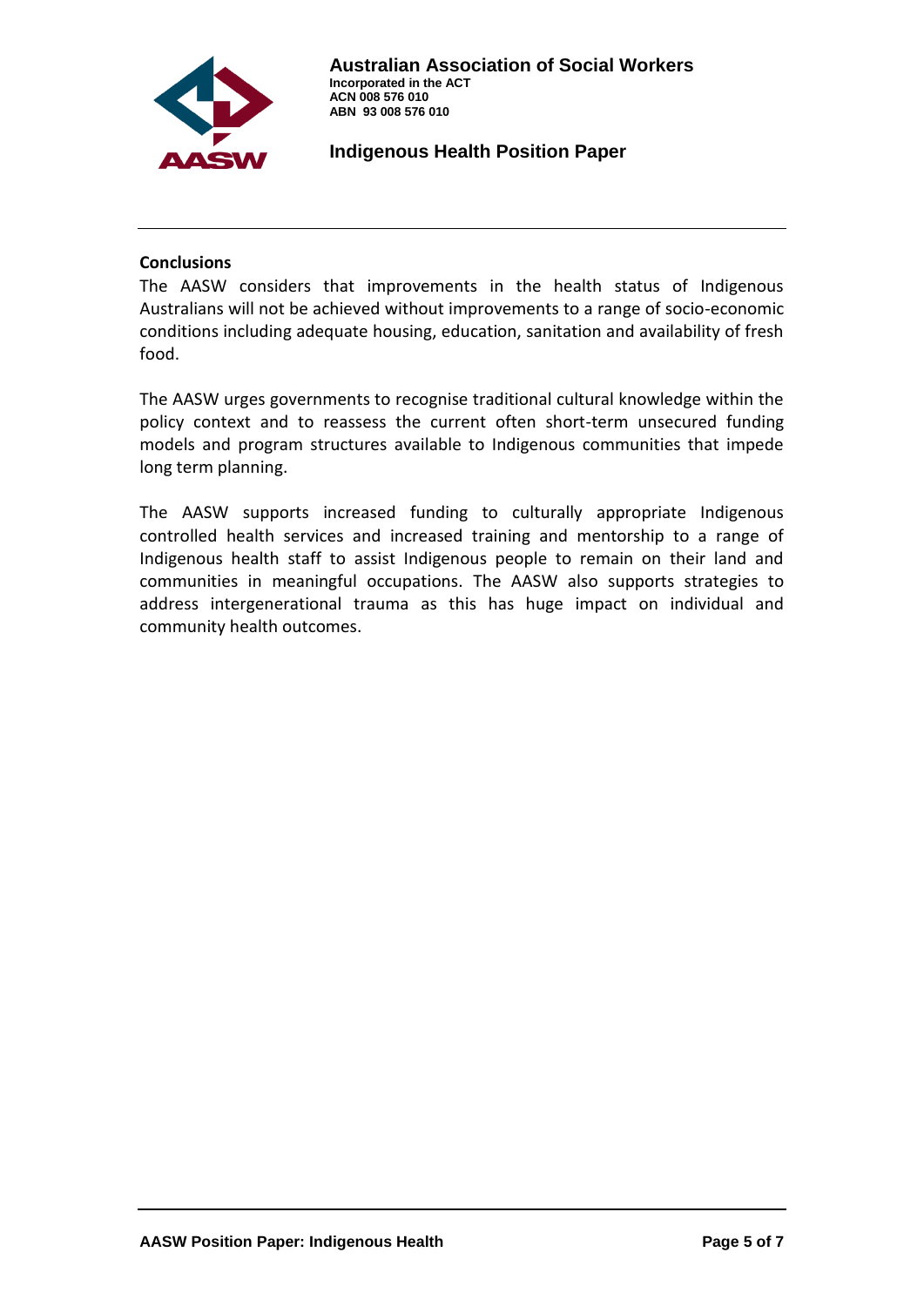## Conclusions

The AASW considers that improvements in the health status of Indigenous Australians will not be achieved without improvements to a range of socio-economic conditions including adequate housing, education, sanitation and availability of fresh food.

The AASW urges governments to recognise traditional cultural knowledge within the policy context and to reassess the current often short-term unsecured funding models and program structures available to Indigenous communities that impede long term planning.

The AASW supports increased funding to culturally appropriate Indigenous controlled health services and increased training and mentorship to a range of Indigenous health staff to assist Indigenous people to remain on their land and communities in meaningful occupations. The AASW also supports strategies to address intergenerational trauma as this has huge impact on individual and community health outcomes.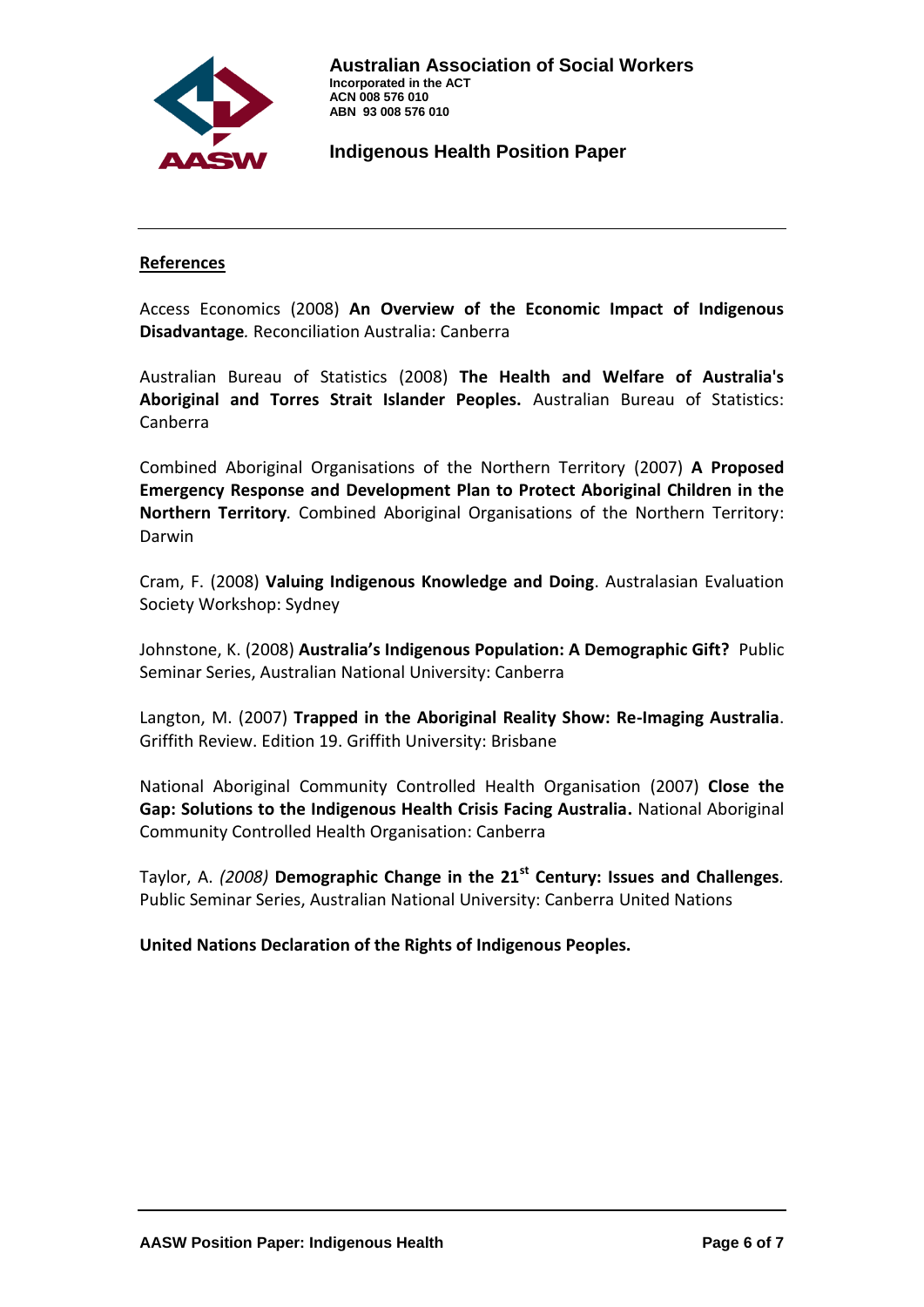## References

Access Economics (2008) **An Overview of the Economic Impact of Indigenous Disadvantage***.* Reconciliation Australia: Canberra

Australian Bureau of Statistics (2008) **The Health and Welfare of Australia's Aboriginal and Torres Strait Islander Peoples.** Australian Bureau of Statistics: Canberra

Combined Aboriginal Organisations of the Northern Territory (2007) **A Proposed Emergency Response and Development Plan to Protect Aboriginal Children in the Northern Territory***.* Combined Aboriginal Organisations of the Northern Territory: Darwin

Cram, F. (2008) **Valuing Indigenous Knowledge and Doing**. Australasian Evaluation Society Workshop: Sydney

Johnstone, K. (2008) **Australia's Indigenous Population: A Demographic Gift?** Public Seminar Series, Australian National University: Canberra

Langton, M. (2007) **Trapped in the Aboriginal Reality Show: Re-Imaging Australia**. Griffith Review. Edition 19. Griffith University: Brisbane

National Aboriginal Community Controlled Health Organisation (2007) **Close the Gap: Solutions to the Indigenous Health Crisis Facing Australia.** National Aboriginal Community Controlled Health Organisation: Canberra

Taylor, A. *(2008)* **Demographic Change in the 21st Century: Issues and Challenges**. Public Seminar Series, Australian National University: Canberra United Nations

**United Nations Declaration of the Rights of Indigenous Peoples.**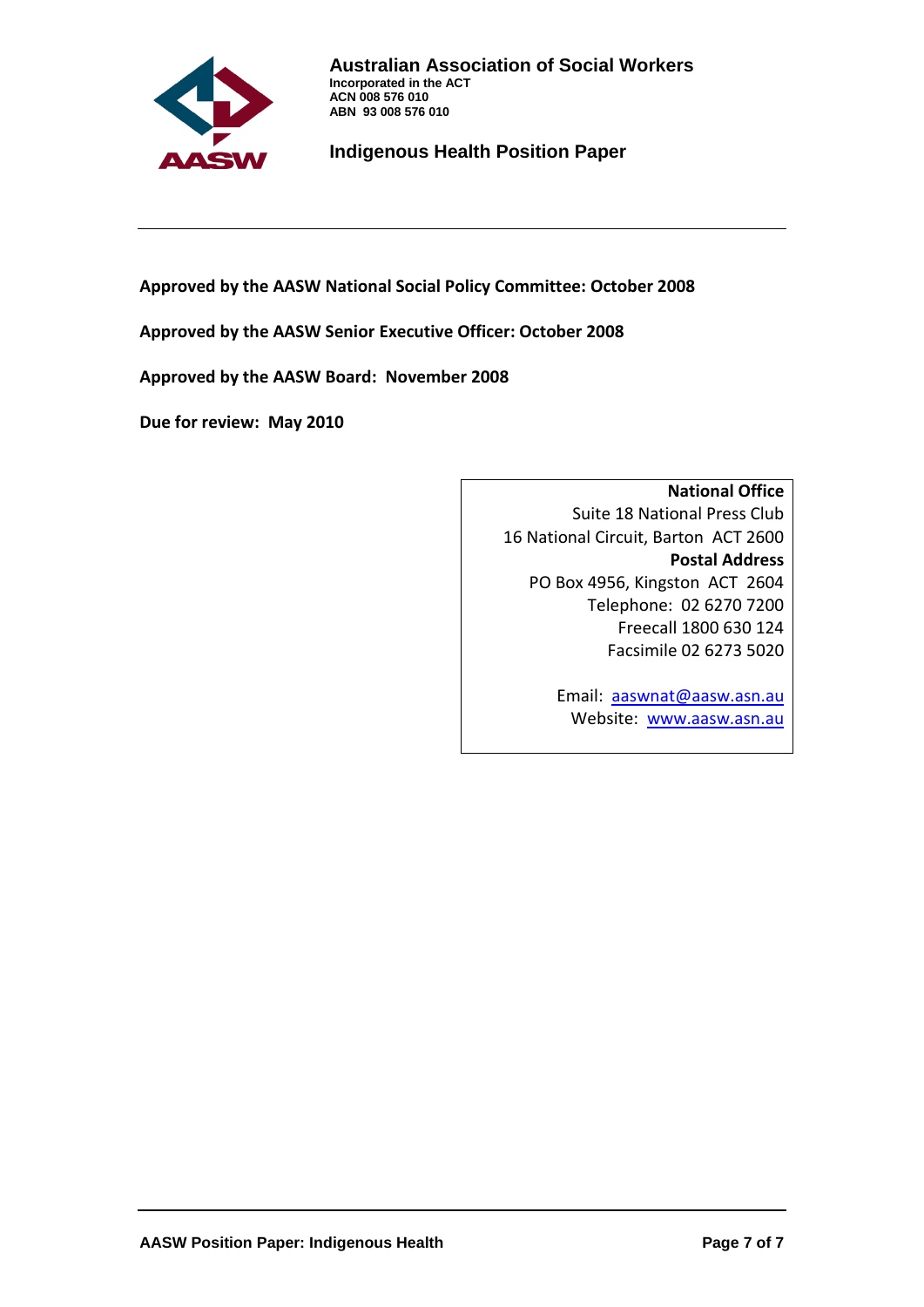**Australian Association of Social Workers**
**Incorporated in the ACT**
**ACN 008 576 010**
**ABN 93 008 576 010**

# Indigenous Health Position Paper

---

**Approved by the AASW National Social Policy Committee: October 2008**

**Approved by the AASW Senior Executive Officer: October 2008**

**Approved by the AASW Board: November 2008**

**Due for review: May 2010**

**National Office**
Suite 18 National Press Club
16 National Circuit, Barton ACT 2600
**Postal Address**
PO Box 4956, Kingston ACT 2604
Telephone: 02 6270 7200
Freecall 1800 630 124
Facsimile 02 6273 5020

Email: aaswnat@aasw.asn.au
Website: www.aasw.asn.au